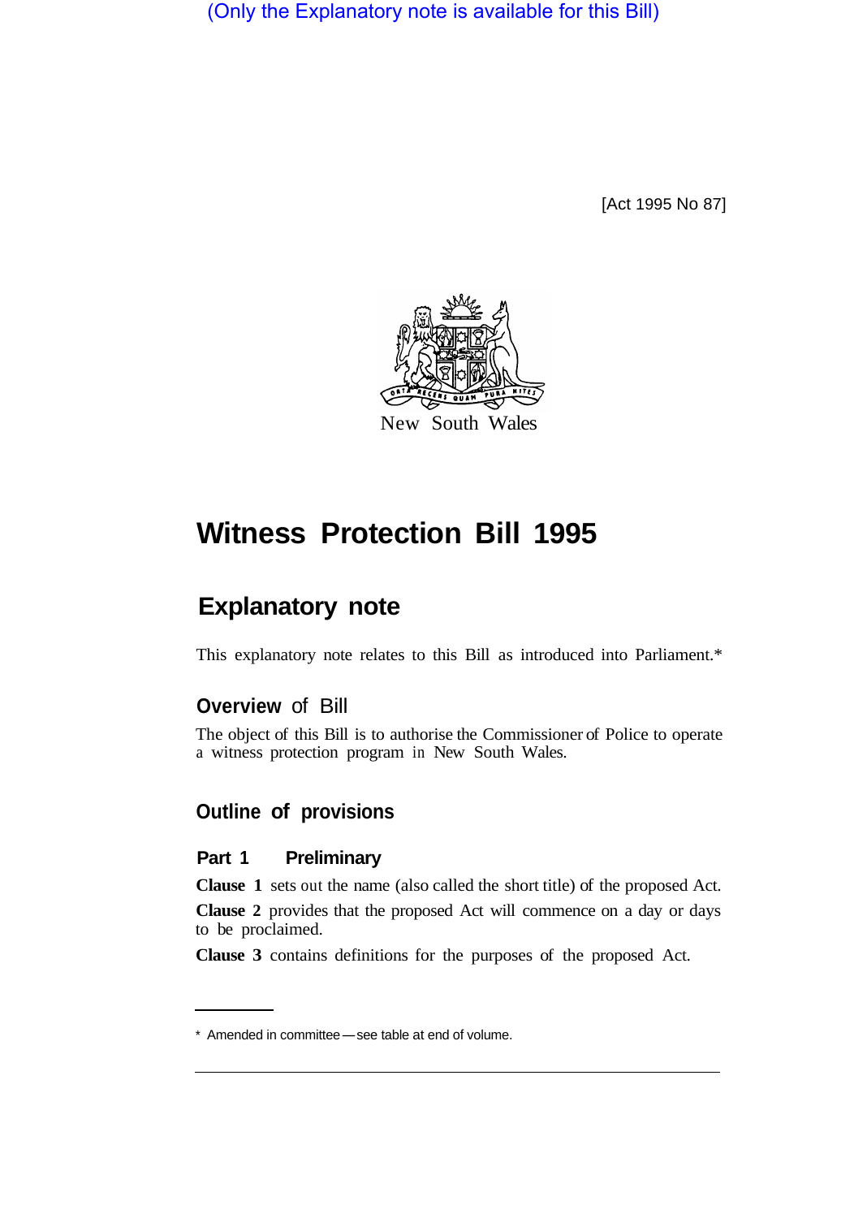(Only the Explanatory note is available for this Bill)

[Act 1995 No 87]

New South Wales

# Witness Protection Bill 1995

## Explanatory note

This explanatory note relates to this Bill as introduced into Parliament.*

### Overview of Bill

The object of this Bill is to authorise the Commissioner of Police to operate a witness protection program in New South Wales.

### Outline of provisions

#### Part 1 Preliminary

**Clause 1** sets out the name (also called the short title) of the proposed Act.

**Clause 2** provides that the proposed Act will commence on a day or days to be proclaimed.

**Clause 3** contains definitions for the purposes of the proposed Act.

* Amended in committee—see table at end of volume.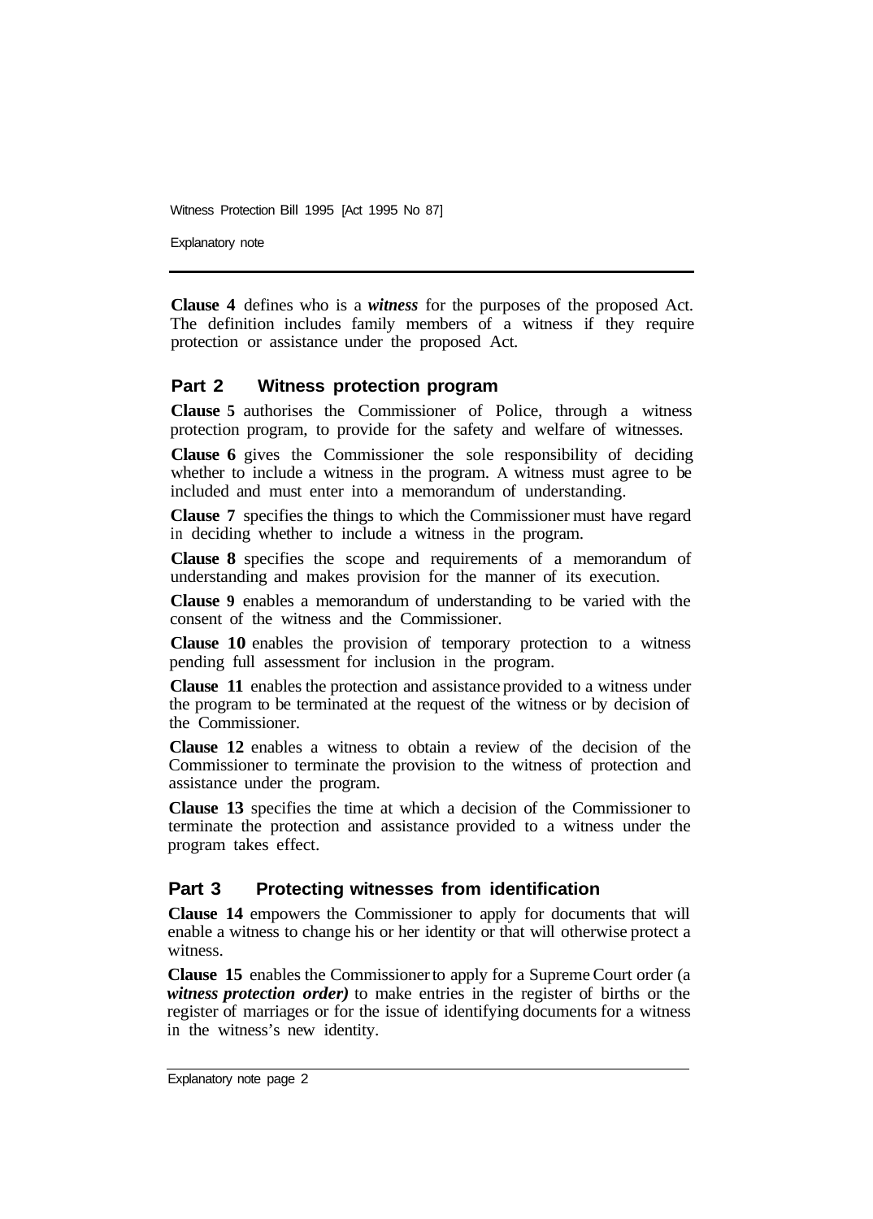**Clause 4** defines who is a ***witness*** for the purposes of the proposed Act. The definition includes family members of a witness if they require protection or assistance under the proposed Act.

## Part 2 Witness protection program

**Clause 5** authorises the Commissioner of Police, through a witness protection program, to provide for the safety and welfare of witnesses.

**Clause 6** gives the Commissioner the sole responsibility of deciding whether to include a witness in the program. A witness must agree to be included and must enter into a memorandum of understanding.

**Clause 7** specifies the things to which the Commissioner must have regard in deciding whether to include a witness in the program.

**Clause 8** specifies the scope and requirements of a memorandum of understanding and makes provision for the manner of its execution.

**Clause 9** enables a memorandum of understanding to be varied with the consent of the witness and the Commissioner.

**Clause 10** enables the provision of temporary protection to a witness pending full assessment for inclusion in the program.

**Clause 11** enables the protection and assistance provided to a witness under the program to be terminated at the request of the witness or by decision of the Commissioner.

**Clause 12** enables a witness to obtain a review of the decision of the Commissioner to terminate the provision to the witness of protection and assistance under the program.

**Clause 13** specifies the time at which a decision of the Commissioner to terminate the protection and assistance provided to a witness under the program takes effect.

## Part 3 Protecting witnesses from identification

**Clause 14** empowers the Commissioner to apply for documents that will enable a witness to change his or her identity or that will otherwise protect a witness.

**Clause 15** enables the Commissioner to apply for a Supreme Court order (a ***witness protection order)*** to make entries in the register of births or the register of marriages or for the issue of identifying documents for a witness in the witness's new identity.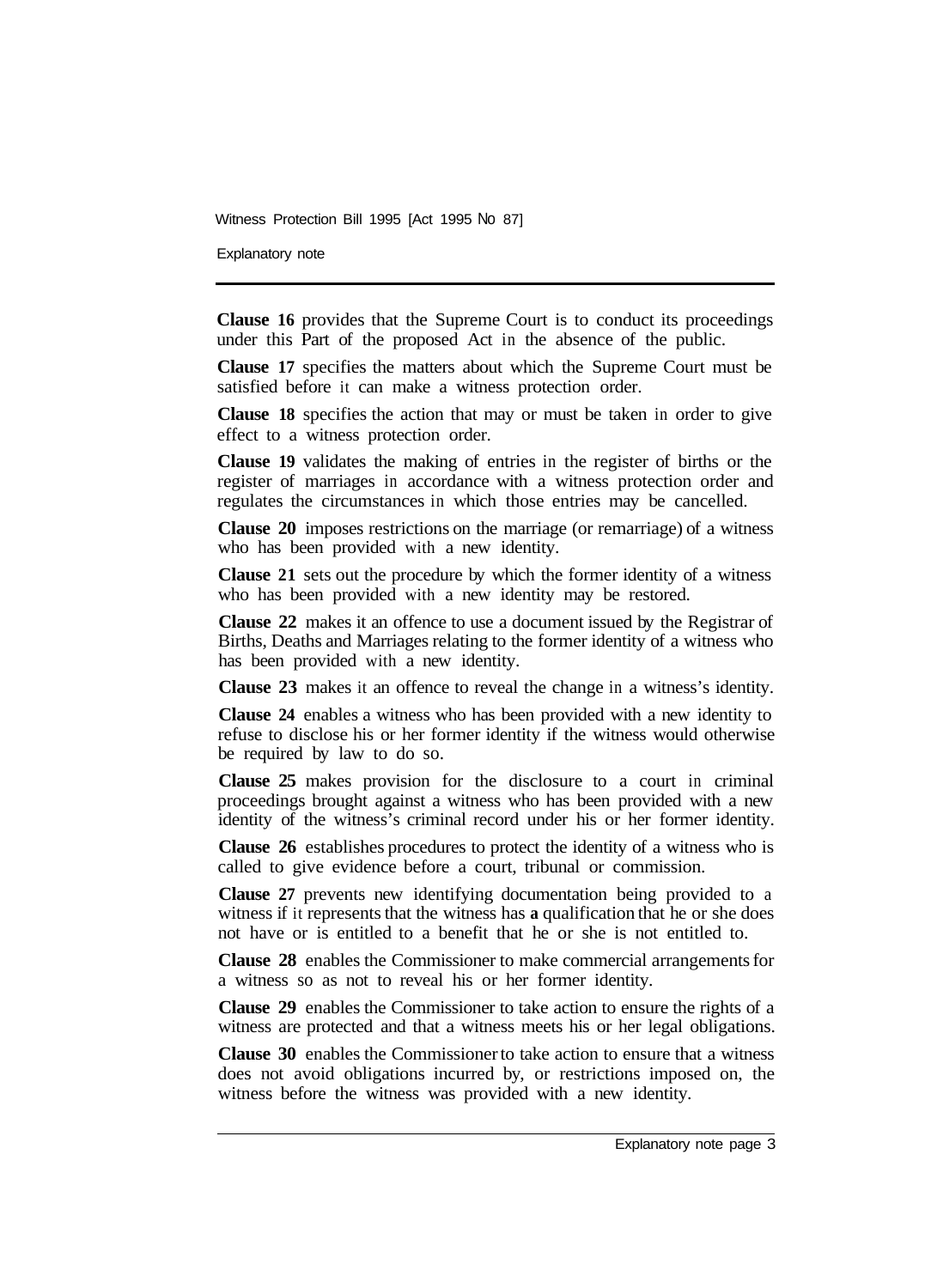**Clause 16** provides that the Supreme Court is to conduct its proceedings under this Part of the proposed Act in the absence of the public.

**Clause 17** specifies the matters about which the Supreme Court must be satisfied before it can make a witness protection order.

**Clause 18** specifies the action that may or must be taken in order to give effect to a witness protection order.

**Clause 19** validates the making of entries in the register of births or the register of marriages in accordance with a witness protection order and regulates the circumstances in which those entries may be cancelled.

**Clause 20** imposes restrictions on the marriage (or remarriage) of a witness who has been provided with a new identity.

**Clause 21** sets out the procedure by which the former identity of a witness who has been provided with a new identity may be restored.

**Clause 22** makes it an offence to use a document issued by the Registrar of Births, Deaths and Marriages relating to the former identity of a witness who has been provided with a new identity.

**Clause 23** makes it an offence to reveal the change in a witness's identity.

**Clause 24** enables a witness who has been provided with a new identity to refuse to disclose his or her former identity if the witness would otherwise be required by law to do so.

**Clause 25** makes provision for the disclosure to a court in criminal proceedings brought against a witness who has been provided with a new identity of the witness's criminal record under his or her former identity.

**Clause 26** establishes procedures to protect the identity of a witness who is called to give evidence before a court, tribunal or commission.

**Clause 27** prevents new identifying documentation being provided to a witness if it represents that the witness has a qualification that he or she does not have or is entitled to a benefit that he or she is not entitled to.

**Clause 28** enables the Commissioner to make commercial arrangements for a witness so as not to reveal his or her former identity.

**Clause 29** enables the Commissioner to take action to ensure the rights of a witness are protected and that a witness meets his or her legal obligations.

**Clause 30** enables the Commissioner to take action to ensure that a witness does not avoid obligations incurred by, or restrictions imposed on, the witness before the witness was provided with a new identity.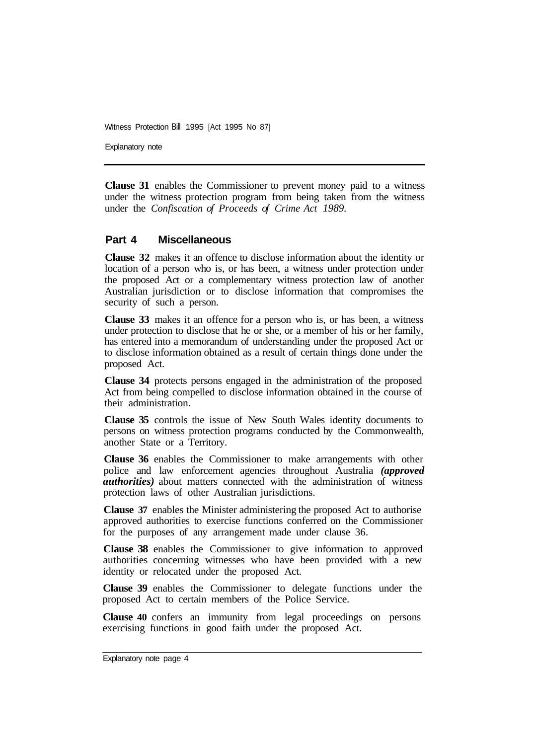**Clause 31** enables the Commissioner to prevent money paid to a witness under the witness protection program from being taken from the witness under the *Confiscation of Proceeds of Crime Act 1989*.

## Part 4 Miscellaneous

**Clause 32** makes it an offence to disclose information about the identity or location of a person who is, or has been, a witness under protection under the proposed Act or a complementary witness protection law of another Australian jurisdiction or to disclose information that compromises the security of such a person.

**Clause 33** makes it an offence for a person who is, or has been, a witness under protection to disclose that he or she, or a member of his or her family, has entered into a memorandum of understanding under the proposed Act or to disclose information obtained as a result of certain things done under the proposed Act.

**Clause 34** protects persons engaged in the administration of the proposed Act from being compelled to disclose information obtained in the course of their administration.

**Clause 35** controls the issue of New South Wales identity documents to persons on witness protection programs conducted by the Commonwealth, another State or a Territory.

**Clause 36** enables the Commissioner to make arrangements with other police and law enforcement agencies throughout Australia ***(approved authorities)*** about matters connected with the administration of witness protection laws of other Australian jurisdictions.

**Clause 37** enables the Minister administering the proposed Act to authorise approved authorities to exercise functions conferred on the Commissioner for the purposes of any arrangement made under clause 36.

**Clause 38** enables the Commissioner to give information to approved authorities concerning witnesses who have been provided with a new identity or relocated under the proposed Act.

**Clause 39** enables the Commissioner to delegate functions under the proposed Act to certain members of the Police Service.

**Clause 40** confers an immunity from legal proceedings on persons exercising functions in good faith under the proposed Act.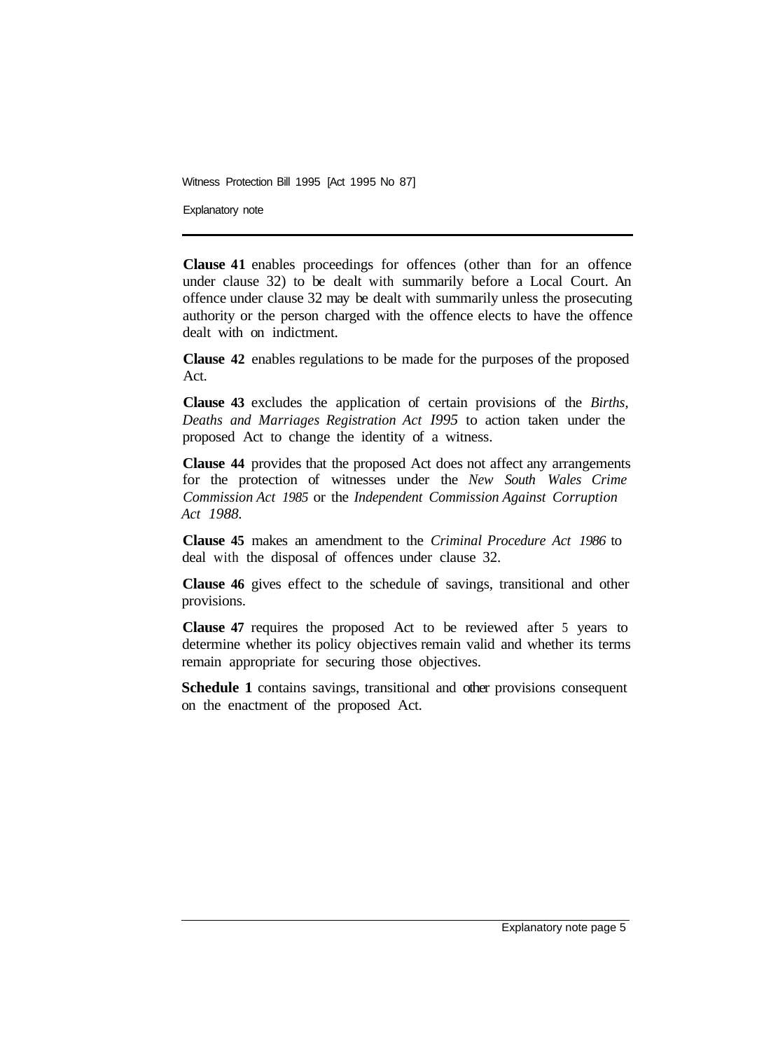**Clause 41** enables proceedings for offences (other than for an offence under clause 32) to be dealt with summarily before a Local Court. An offence under clause 32 may be dealt with summarily unless the prosecuting authority or the person charged with the offence elects to have the offence dealt with on indictment.

**Clause 42** enables regulations to be made for the purposes of the proposed Act.

**Clause 43** excludes the application of certain provisions of the *Births, Deaths and Marriages Registration Act I995* to action taken under the proposed Act to change the identity of a witness.

**Clause 44** provides that the proposed Act does not affect any arrangements for the protection of witnesses under the *New South Wales Crime Commission Act 1985* or the *Independent Commission Against Corruption Act 1988*.

**Clause 45** makes an amendment to the *Criminal Procedure Act 1986* to deal with the disposal of offences under clause 32.

**Clause 46** gives effect to the schedule of savings, transitional and other provisions.

**Clause 47** requires the proposed Act to be reviewed after 5 years to determine whether its policy objectives remain valid and whether its terms remain appropriate for securing those objectives.

**Schedule 1** contains savings, transitional and other provisions consequent on the enactment of the proposed Act.